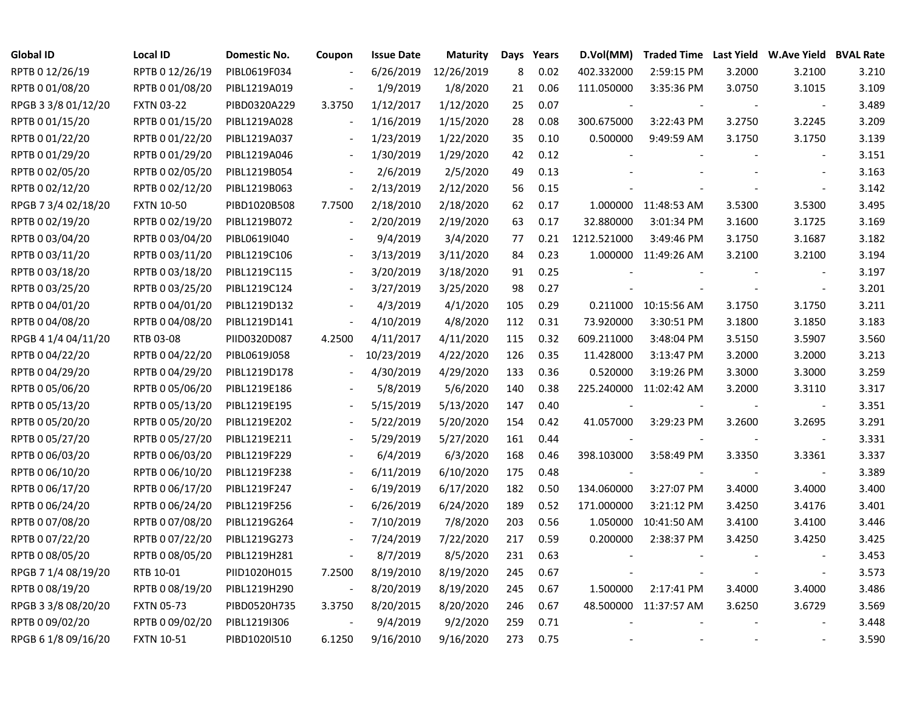| Global ID | Local ID | Domestic No. | Coupon | Issue Date | Maturity | Days | Years | D.Vol(MM) | Traded Time | Last Yield | W.Ave Yield | BVAL Rate |
|---|---|---|---|---|---|---|---|---|---|---|---|---|
| RPTB 0 12/26/19 | RPTB 0 12/26/19 | PIBL0619F034 | - | 6/26/2019 | 12/26/2019 | 8 | 0.02 | 402.332000 | 2:59:15 PM | 3.2000 | 3.2100 | 3.210 |
| RPTB 0 01/08/20 | RPTB 0 01/08/20 | PIBL1219A019 | - | 1/9/2019 | 1/8/2020 | 21 | 0.06 | 111.050000 | 3:35:36 PM | 3.0750 | 3.1015 | 3.109 |
| RPGB 3 3/8 01/12/20 | FXTN 03-22 | PIBD0320A229 | 3.3750 | 1/12/2017 | 1/12/2020 | 25 | 0.07 | - | - | - | - | 3.489 |
| RPTB 0 01/15/20 | RPTB 0 01/15/20 | PIBL1219A028 | - | 1/16/2019 | 1/15/2020 | 28 | 0.08 | 300.675000 | 3:22:43 PM | 3.2750 | 3.2245 | 3.209 |
| RPTB 0 01/22/20 | RPTB 0 01/22/20 | PIBL1219A037 | - | 1/23/2019 | 1/22/2020 | 35 | 0.10 | 0.500000 | 9:49:59 AM | 3.1750 | 3.1750 | 3.139 |
| RPTB 0 01/29/20 | RPTB 0 01/29/20 | PIBL1219A046 | - | 1/30/2019 | 1/29/2020 | 42 | 0.12 | - | - | - | - | 3.151 |
| RPTB 0 02/05/20 | RPTB 0 02/05/20 | PIBL1219B054 | - | 2/6/2019 | 2/5/2020 | 49 | 0.13 | - | - | - | - | 3.163 |
| RPTB 0 02/12/20 | RPTB 0 02/12/20 | PIBL1219B063 | - | 2/13/2019 | 2/12/2020 | 56 | 0.15 | - | - | - | - | 3.142 |
| RPGB 7 3/4 02/18/20 | FXTN 10-50 | PIBD1020B508 | 7.7500 | 2/18/2010 | 2/18/2020 | 62 | 0.17 | 1.000000 | 11:48:53 AM | 3.5300 | 3.5300 | 3.495 |
| RPTB 0 02/19/20 | RPTB 0 02/19/20 | PIBL1219B072 | - | 2/20/2019 | 2/19/2020 | 63 | 0.17 | 32.880000 | 3:01:34 PM | 3.1600 | 3.1725 | 3.169 |
| RPTB 0 03/04/20 | RPTB 0 03/04/20 | PIBL0619I040 | - | 9/4/2019 | 3/4/2020 | 77 | 0.21 | 1212.521000 | 3:49:46 PM | 3.1750 | 3.1687 | 3.182 |
| RPTB 0 03/11/20 | RPTB 0 03/11/20 | PIBL1219C106 | - | 3/13/2019 | 3/11/2020 | 84 | 0.23 | 1.000000 | 11:49:26 AM | 3.2100 | 3.2100 | 3.194 |
| RPTB 0 03/18/20 | RPTB 0 03/18/20 | PIBL1219C115 | - | 3/20/2019 | 3/18/2020 | 91 | 0.25 | - | - | - | - | 3.197 |
| RPTB 0 03/25/20 | RPTB 0 03/25/20 | PIBL1219C124 | - | 3/27/2019 | 3/25/2020 | 98 | 0.27 | - | - | - | - | 3.201 |
| RPTB 0 04/01/20 | RPTB 0 04/01/20 | PIBL1219D132 | - | 4/3/2019 | 4/1/2020 | 105 | 0.29 | 0.211000 | 10:15:56 AM | 3.1750 | 3.1750 | 3.211 |
| RPTB 0 04/08/20 | RPTB 0 04/08/20 | PIBL1219D141 | - | 4/10/2019 | 4/8/2020 | 112 | 0.31 | 73.920000 | 3:30:51 PM | 3.1800 | 3.1850 | 3.183 |
| RPGB 4 1/4 04/11/20 | RTB 03-08 | PIID0320D087 | 4.2500 | 4/11/2017 | 4/11/2020 | 115 | 0.32 | 609.211000 | 3:48:04 PM | 3.5150 | 3.5907 | 3.560 |
| RPTB 0 04/22/20 | RPTB 0 04/22/20 | PIBL0619J058 | - | 10/23/2019 | 4/22/2020 | 126 | 0.35 | 11.428000 | 3:13:47 PM | 3.2000 | 3.2000 | 3.213 |
| RPTB 0 04/29/20 | RPTB 0 04/29/20 | PIBL1219D178 | - | 4/30/2019 | 4/29/2020 | 133 | 0.36 | 0.520000 | 3:19:26 PM | 3.3000 | 3.3000 | 3.259 |
| RPTB 0 05/06/20 | RPTB 0 05/06/20 | PIBL1219E186 | - | 5/8/2019 | 5/6/2020 | 140 | 0.38 | 225.240000 | 11:02:42 AM | 3.2000 | 3.3110 | 3.317 |
| RPTB 0 05/13/20 | RPTB 0 05/13/20 | PIBL1219E195 | - | 5/15/2019 | 5/13/2020 | 147 | 0.40 | - | - | - | - | 3.351 |
| RPTB 0 05/20/20 | RPTB 0 05/20/20 | PIBL1219E202 | - | 5/22/2019 | 5/20/2020 | 154 | 0.42 | 41.057000 | 3:29:23 PM | 3.2600 | 3.2695 | 3.291 |
| RPTB 0 05/27/20 | RPTB 0 05/27/20 | PIBL1219E211 | - | 5/29/2019 | 5/27/2020 | 161 | 0.44 | - | - | - | - | 3.331 |
| RPTB 0 06/03/20 | RPTB 0 06/03/20 | PIBL1219F229 | - | 6/4/2019 | 6/3/2020 | 168 | 0.46 | 398.103000 | 3:58:49 PM | 3.3350 | 3.3361 | 3.337 |
| RPTB 0 06/10/20 | RPTB 0 06/10/20 | PIBL1219F238 | - | 6/11/2019 | 6/10/2020 | 175 | 0.48 | - | - | - | - | 3.389 |
| RPTB 0 06/17/20 | RPTB 0 06/17/20 | PIBL1219F247 | - | 6/19/2019 | 6/17/2020 | 182 | 0.50 | 134.060000 | 3:27:07 PM | 3.4000 | 3.4000 | 3.400 |
| RPTB 0 06/24/20 | RPTB 0 06/24/20 | PIBL1219F256 | - | 6/26/2019 | 6/24/2020 | 189 | 0.52 | 171.000000 | 3:21:12 PM | 3.4250 | 3.4176 | 3.401 |
| RPTB 0 07/08/20 | RPTB 0 07/08/20 | PIBL1219G264 | - | 7/10/2019 | 7/8/2020 | 203 | 0.56 | 1.050000 | 10:41:50 AM | 3.4100 | 3.4100 | 3.446 |
| RPTB 0 07/22/20 | RPTB 0 07/22/20 | PIBL1219G273 | - | 7/24/2019 | 7/22/2020 | 217 | 0.59 | 0.200000 | 2:38:37 PM | 3.4250 | 3.4250 | 3.425 |
| RPTB 0 08/05/20 | RPTB 0 08/05/20 | PIBL1219H281 | - | 8/7/2019 | 8/5/2020 | 231 | 0.63 | - | - | - | - | 3.453 |
| RPGB 7 1/4 08/19/20 | RTB 10-01 | PIID1020H015 | 7.2500 | 8/19/2010 | 8/19/2020 | 245 | 0.67 | - | - | - | - | 3.573 |
| RPTB 0 08/19/20 | RPTB 0 08/19/20 | PIBL1219H290 | - | 8/20/2019 | 8/19/2020 | 245 | 0.67 | 1.500000 | 2:17:41 PM | 3.4000 | 3.4000 | 3.486 |
| RPGB 3 3/8 08/20/20 | FXTN 05-73 | PIBD0520H735 | 3.3750 | 8/20/2015 | 8/20/2020 | 246 | 0.67 | 48.500000 | 11:37:57 AM | 3.6250 | 3.6729 | 3.569 |
| RPTB 0 09/02/20 | RPTB 0 09/02/20 | PIBL1219I306 | - | 9/4/2019 | 9/2/2020 | 259 | 0.71 | - | - | - | - | 3.448 |
| RPGB 6 1/8 09/16/20 | FXTN 10-51 | PIBD1020I510 | 6.1250 | 9/16/2010 | 9/16/2020 | 273 | 0.75 | - | - | - | - | 3.590 |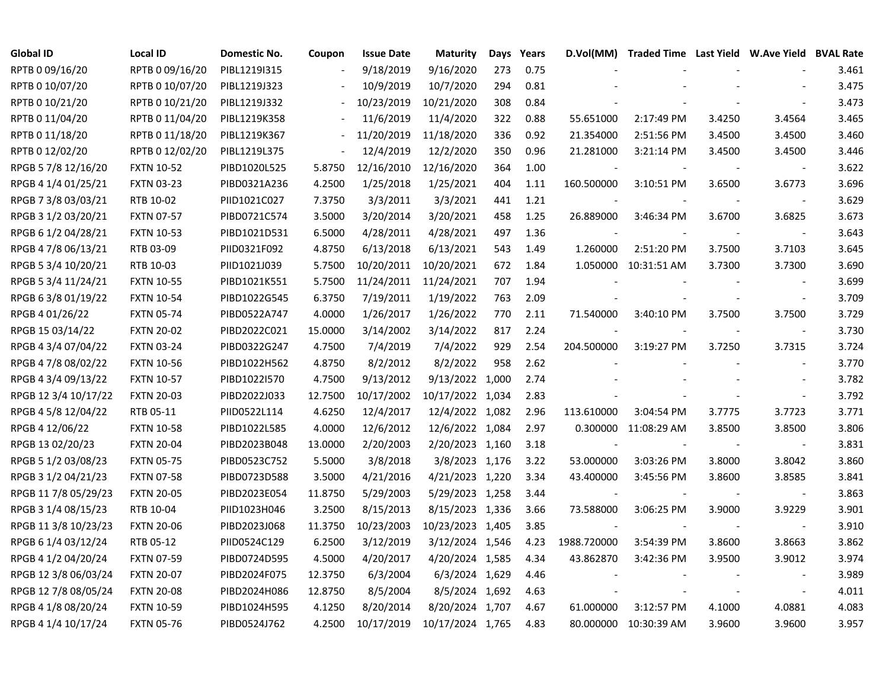| Global ID | Local ID | Domestic No. | Coupon | Issue Date | Maturity | Days | Years | D.Vol(MM) | Traded Time | Last Yield | W.Ave Yield | BVAL Rate |
|---|---|---|---|---|---|---|---|---|---|---|---|---|
| RPTB 0 09/16/20 | RPTB 0 09/16/20 | PIBL1219I315 | - | 9/18/2019 | 9/16/2020 | 273 | 0.75 | - | - | - | - | 3.461 |
| RPTB 0 10/07/20 | RPTB 0 10/07/20 | PIBL1219J323 | - | 10/9/2019 | 10/7/2020 | 294 | 0.81 | - | - | - | - | 3.475 |
| RPTB 0 10/21/20 | RPTB 0 10/21/20 | PIBL1219J332 | - | 10/23/2019 | 10/21/2020 | 308 | 0.84 | - | - | - | - | 3.473 |
| RPTB 0 11/04/20 | RPTB 0 11/04/20 | PIBL1219K358 | - | 11/6/2019 | 11/4/2020 | 322 | 0.88 | 55.651000 | 2:17:49 PM | 3.4250 | 3.4564 | 3.465 |
| RPTB 0 11/18/20 | RPTB 0 11/18/20 | PIBL1219K367 | - | 11/20/2019 | 11/18/2020 | 336 | 0.92 | 21.354000 | 2:51:56 PM | 3.4500 | 3.4500 | 3.460 |
| RPTB 0 12/02/20 | RPTB 0 12/02/20 | PIBL1219L375 | - | 12/4/2019 | 12/2/2020 | 350 | 0.96 | 21.281000 | 3:21:14 PM | 3.4500 | 3.4500 | 3.446 |
| RPGB 5 7/8 12/16/20 | FXTN 10-52 | PIBD1020L525 | 5.8750 | 12/16/2010 | 12/16/2020 | 364 | 1.00 | - | - | - | - | 3.622 |
| RPGB 4 1/4 01/25/21 | FXTN 03-23 | PIBD0321A236 | 4.2500 | 1/25/2018 | 1/25/2021 | 404 | 1.11 | 160.500000 | 3:10:51 PM | 3.6500 | 3.6773 | 3.696 |
| RPGB 7 3/8 03/03/21 | RTB 10-02 | PIID1021C027 | 7.3750 | 3/3/2011 | 3/3/2021 | 441 | 1.21 | - | - | - | - | 3.629 |
| RPGB 3 1/2 03/20/21 | FXTN 07-57 | PIBD0721C574 | 3.5000 | 3/20/2014 | 3/20/2021 | 458 | 1.25 | 26.889000 | 3:46:34 PM | 3.6700 | 3.6825 | 3.673 |
| RPGB 6 1/2 04/28/21 | FXTN 10-53 | PIBD1021D531 | 6.5000 | 4/28/2011 | 4/28/2021 | 497 | 1.36 | - | - | - | - | 3.643 |
| RPGB 4 7/8 06/13/21 | RTB 03-09 | PIID0321F092 | 4.8750 | 6/13/2018 | 6/13/2021 | 543 | 1.49 | 1.260000 | 2:51:20 PM | 3.7500 | 3.7103 | 3.645 |
| RPGB 5 3/4 10/20/21 | RTB 10-03 | PIID1021J039 | 5.7500 | 10/20/2011 | 10/20/2021 | 672 | 1.84 | 1.050000 | 10:31:51 AM | 3.7300 | 3.7300 | 3.690 |
| RPGB 5 3/4 11/24/21 | FXTN 10-55 | PIBD1021K551 | 5.7500 | 11/24/2011 | 11/24/2021 | 707 | 1.94 | - | - | - | - | 3.699 |
| RPGB 6 3/8 01/19/22 | FXTN 10-54 | PIBD1022G545 | 6.3750 | 7/19/2011 | 1/19/2022 | 763 | 2.09 | - | - | - | - | 3.709 |
| RPGB 4 01/26/22 | FXTN 05-74 | PIBD0522A747 | 4.0000 | 1/26/2017 | 1/26/2022 | 770 | 2.11 | 71.540000 | 3:40:10 PM | 3.7500 | 3.7500 | 3.729 |
| RPGB 15 03/14/22 | FXTN 20-02 | PIBD2022C021 | 15.0000 | 3/14/2002 | 3/14/2022 | 817 | 2.24 | - | - | - | - | 3.730 |
| RPGB 4 3/4 07/04/22 | FXTN 03-24 | PIBD0322G247 | 4.7500 | 7/4/2019 | 7/4/2022 | 929 | 2.54 | 204.500000 | 3:19:27 PM | 3.7250 | 3.7315 | 3.724 |
| RPGB 4 7/8 08/02/22 | FXTN 10-56 | PIBD1022H562 | 4.8750 | 8/2/2012 | 8/2/2022 | 958 | 2.62 | - | - | - | - | 3.770 |
| RPGB 4 3/4 09/13/22 | FXTN 10-57 | PIBD1022I570 | 4.7500 | 9/13/2012 | 9/13/2022 | 1,000 | 2.74 | - | - | - | - | 3.782 |
| RPGB 12 3/4 10/17/22 | FXTN 20-03 | PIBD2022J033 | 12.7500 | 10/17/2002 | 10/17/2022 | 1,034 | 2.83 | - | - | - | - | 3.792 |
| RPGB 4 5/8 12/04/22 | RTB 05-11 | PIID0522L114 | 4.6250 | 12/4/2017 | 12/4/2022 | 1,082 | 2.96 | 113.610000 | 3:04:54 PM | 3.7775 | 3.7723 | 3.771 |
| RPGB 4 12/06/22 | FXTN 10-58 | PIBD1022L585 | 4.0000 | 12/6/2012 | 12/6/2022 | 1,084 | 2.97 | 0.300000 | 11:08:29 AM | 3.8500 | 3.8500 | 3.806 |
| RPGB 13 02/20/23 | FXTN 20-04 | PIBD2023B048 | 13.0000 | 2/20/2003 | 2/20/2023 | 1,160 | 3.18 | - | - | - | - | 3.831 |
| RPGB 5 1/2 03/08/23 | FXTN 05-75 | PIBD0523C752 | 5.5000 | 3/8/2018 | 3/8/2023 | 1,176 | 3.22 | 53.000000 | 3:03:26 PM | 3.8000 | 3.8042 | 3.860 |
| RPGB 3 1/2 04/21/23 | FXTN 07-58 | PIBD0723D588 | 3.5000 | 4/21/2016 | 4/21/2023 | 1,220 | 3.34 | 43.400000 | 3:45:56 PM | 3.8600 | 3.8585 | 3.841 |
| RPGB 11 7/8 05/29/23 | FXTN 20-05 | PIBD2023E054 | 11.8750 | 5/29/2003 | 5/29/2023 | 1,258 | 3.44 | - | - | - | - | 3.863 |
| RPGB 3 1/4 08/15/23 | RTB 10-04 | PIID1023H046 | 3.2500 | 8/15/2013 | 8/15/2023 | 1,336 | 3.66 | 73.588000 | 3:06:25 PM | 3.9000 | 3.9229 | 3.901 |
| RPGB 11 3/8 10/23/23 | FXTN 20-06 | PIBD2023J068 | 11.3750 | 10/23/2003 | 10/23/2023 | 1,405 | 3.85 | - | - | - | - | 3.910 |
| RPGB 6 1/4 03/12/24 | RTB 05-12 | PIID0524C129 | 6.2500 | 3/12/2019 | 3/12/2024 | 1,546 | 4.23 | 1988.720000 | 3:54:39 PM | 3.8600 | 3.8663 | 3.862 |
| RPGB 4 1/2 04/20/24 | FXTN 07-59 | PIBD0724D595 | 4.5000 | 4/20/2017 | 4/20/2024 | 1,585 | 4.34 | 43.862870 | 3:42:36 PM | 3.9500 | 3.9012 | 3.974 |
| RPGB 12 3/8 06/03/24 | FXTN 20-07 | PIBD2024F075 | 12.3750 | 6/3/2004 | 6/3/2024 | 1,629 | 4.46 | - | - | - | - | 3.989 |
| RPGB 12 7/8 08/05/24 | FXTN 20-08 | PIBD2024H086 | 12.8750 | 8/5/2004 | 8/5/2024 | 1,692 | 4.63 | - | - | - | - | 4.011 |
| RPGB 4 1/8 08/20/24 | FXTN 10-59 | PIBD1024H595 | 4.1250 | 8/20/2014 | 8/20/2024 | 1,707 | 4.67 | 61.000000 | 3:12:57 PM | 4.1000 | 4.0881 | 4.083 |
| RPGB 4 1/4 10/17/24 | FXTN 05-76 | PIBD0524J762 | 4.2500 | 10/17/2019 | 10/17/2024 | 1,765 | 4.83 | 80.000000 | 10:30:39 AM | 3.9600 | 3.9600 | 3.957 |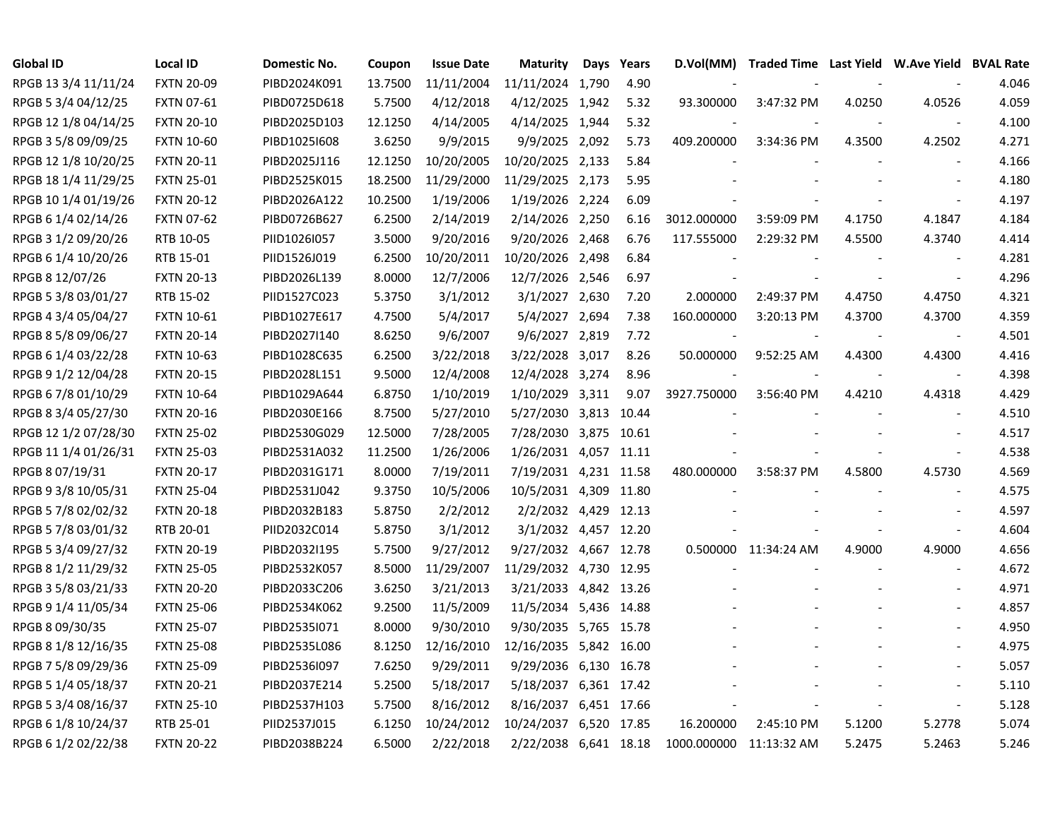| Global ID | Local ID | Domestic No. | Coupon | Issue Date | Maturity | Days | Years | D.Vol(MM) | Traded Time | Last Yield | W.Ave Yield | BVAL Rate |
|---|---|---|---|---|---|---|---|---|---|---|---|---|
| RPGB 13 3/4 11/11/24 | FXTN 20-09 | PIBD2024K091 | 13.7500 | 11/11/2004 | 11/11/2024 | 1,790 | 4.90 | - | - | - | - | 4.046 |
| RPGB 5 3/4 04/12/25 | FXTN 07-61 | PIBD0725D618 | 5.7500 | 4/12/2018 | 4/12/2025 | 1,942 | 5.32 | 93.300000 | 3:47:32 PM | 4.0250 | 4.0526 | 4.059 |
| RPGB 12 1/8 04/14/25 | FXTN 20-10 | PIBD2025D103 | 12.1250 | 4/14/2005 | 4/14/2025 | 1,944 | 5.32 | - | - | - | - | 4.100 |
| RPGB 3 5/8 09/09/25 | FXTN 10-60 | PIBD1025I608 | 3.6250 | 9/9/2015 | 9/9/2025 | 2,092 | 5.73 | 409.200000 | 3:34:36 PM | 4.3500 | 4.2502 | 4.271 |
| RPGB 12 1/8 10/20/25 | FXTN 20-11 | PIBD2025J116 | 12.1250 | 10/20/2005 | 10/20/2025 | 2,133 | 5.84 | - | - | - | - | 4.166 |
| RPGB 18 1/4 11/29/25 | FXTN 25-01 | PIBD2525K015 | 18.2500 | 11/29/2000 | 11/29/2025 | 2,173 | 5.95 | - | - | - | - | 4.180 |
| RPGB 10 1/4 01/19/26 | FXTN 20-12 | PIBD2026A122 | 10.2500 | 1/19/2006 | 1/19/2026 | 2,224 | 6.09 | - | - | - | - | 4.197 |
| RPGB 6 1/4 02/14/26 | FXTN 07-62 | PIBD0726B627 | 6.2500 | 2/14/2019 | 2/14/2026 | 2,250 | 6.16 | 3012.000000 | 3:59:09 PM | 4.1750 | 4.1847 | 4.184 |
| RPGB 3 1/2 09/20/26 | RTB 10-05 | PIID1026I057 | 3.5000 | 9/20/2016 | 9/20/2026 | 2,468 | 6.76 | 117.555000 | 2:29:32 PM | 4.5500 | 4.3740 | 4.414 |
| RPGB 6 1/4 10/20/26 | RTB 15-01 | PIID1526J019 | 6.2500 | 10/20/2011 | 10/20/2026 | 2,498 | 6.84 | - | - | - | - | 4.281 |
| RPGB 8 12/07/26 | FXTN 20-13 | PIBD2026L139 | 8.0000 | 12/7/2006 | 12/7/2026 | 2,546 | 6.97 | - | - | - | - | 4.296 |
| RPGB 5 3/8 03/01/27 | RTB 15-02 | PIID1527C023 | 5.3750 | 3/1/2012 | 3/1/2027 | 2,630 | 7.20 | 2.000000 | 2:49:37 PM | 4.4750 | 4.4750 | 4.321 |
| RPGB 4 3/4 05/04/27 | FXTN 10-61 | PIBD1027E617 | 4.7500 | 5/4/2017 | 5/4/2027 | 2,694 | 7.38 | 160.000000 | 3:20:13 PM | 4.3700 | 4.3700 | 4.359 |
| RPGB 8 5/8 09/06/27 | FXTN 20-14 | PIBD2027I140 | 8.6250 | 9/6/2007 | 9/6/2027 | 2,819 | 7.72 | - | - | - | - | 4.501 |
| RPGB 6 1/4 03/22/28 | FXTN 10-63 | PIBD1028C635 | 6.2500 | 3/22/2018 | 3/22/2028 | 3,017 | 8.26 | 50.000000 | 9:52:25 AM | 4.4300 | 4.4300 | 4.416 |
| RPGB 9 1/2 12/04/28 | FXTN 20-15 | PIBD2028L151 | 9.5000 | 12/4/2008 | 12/4/2028 | 3,274 | 8.96 | - | - | - | - | 4.398 |
| RPGB 6 7/8 01/10/29 | FXTN 10-64 | PIBD1029A644 | 6.8750 | 1/10/2019 | 1/10/2029 | 3,311 | 9.07 | 3927.750000 | 3:56:40 PM | 4.4210 | 4.4318 | 4.429 |
| RPGB 8 3/4 05/27/30 | FXTN 20-16 | PIBD2030E166 | 8.7500 | 5/27/2010 | 5/27/2030 | 3,813 | 10.44 | - | - | - | - | 4.510 |
| RPGB 12 1/2 07/28/30 | FXTN 25-02 | PIBD2530G029 | 12.5000 | 7/28/2005 | 7/28/2030 | 3,875 | 10.61 | - | - | - | - | 4.517 |
| RPGB 11 1/4 01/26/31 | FXTN 25-03 | PIBD2531A032 | 11.2500 | 1/26/2006 | 1/26/2031 | 4,057 | 11.11 | - | - | - | - | 4.538 |
| RPGB 8 07/19/31 | FXTN 20-17 | PIBD2031G171 | 8.0000 | 7/19/2011 | 7/19/2031 | 4,231 | 11.58 | 480.000000 | 3:58:37 PM | 4.5800 | 4.5730 | 4.569 |
| RPGB 9 3/8 10/05/31 | FXTN 25-04 | PIBD2531J042 | 9.3750 | 10/5/2006 | 10/5/2031 | 4,309 | 11.80 | - | - | - | - | 4.575 |
| RPGB 5 7/8 02/02/32 | FXTN 20-18 | PIBD2032B183 | 5.8750 | 2/2/2012 | 2/2/2032 | 4,429 | 12.13 | - | - | - | - | 4.597 |
| RPGB 5 7/8 03/01/32 | RTB 20-01 | PIID2032C014 | 5.8750 | 3/1/2012 | 3/1/2032 | 4,457 | 12.20 | - | - | - | - | 4.604 |
| RPGB 5 3/4 09/27/32 | FXTN 20-19 | PIBD2032I195 | 5.7500 | 9/27/2012 | 9/27/2032 | 4,667 | 12.78 | 0.500000 | 11:34:24 AM | 4.9000 | 4.9000 | 4.656 |
| RPGB 8 1/2 11/29/32 | FXTN 25-05 | PIBD2532K057 | 8.5000 | 11/29/2007 | 11/29/2032 | 4,730 | 12.95 | - | - | - | - | 4.672 |
| RPGB 3 5/8 03/21/33 | FXTN 20-20 | PIBD2033C206 | 3.6250 | 3/21/2013 | 3/21/2033 | 4,842 | 13.26 | - | - | - | - | 4.971 |
| RPGB 9 1/4 11/05/34 | FXTN 25-06 | PIBD2534K062 | 9.2500 | 11/5/2009 | 11/5/2034 | 5,436 | 14.88 | - | - | - | - | 4.857 |
| RPGB 8 09/30/35 | FXTN 25-07 | PIBD2535I071 | 8.0000 | 9/30/2010 | 9/30/2035 | 5,765 | 15.78 | - | - | - | - | 4.950 |
| RPGB 8 1/8 12/16/35 | FXTN 25-08 | PIBD2535L086 | 8.1250 | 12/16/2010 | 12/16/2035 | 5,842 | 16.00 | - | - | - | - | 4.975 |
| RPGB 7 5/8 09/29/36 | FXTN 25-09 | PIBD2536I097 | 7.6250 | 9/29/2011 | 9/29/2036 | 6,130 | 16.78 | - | - | - | - | 5.057 |
| RPGB 5 1/4 05/18/37 | FXTN 20-21 | PIBD2037E214 | 5.2500 | 5/18/2017 | 5/18/2037 | 6,361 | 17.42 | - | - | - | - | 5.110 |
| RPGB 5 3/4 08/16/37 | FXTN 25-10 | PIBD2537H103 | 5.7500 | 8/16/2012 | 8/16/2037 | 6,451 | 17.66 | - | - | - | - | 5.128 |
| RPGB 6 1/8 10/24/37 | RTB 25-01 | PIID2537J015 | 6.1250 | 10/24/2012 | 10/24/2037 | 6,520 | 17.85 | 16.200000 | 2:45:10 PM | 5.1200 | 5.2778 | 5.074 |
| RPGB 6 1/2 02/22/38 | FXTN 20-22 | PIBD2038B224 | 6.5000 | 2/22/2018 | 2/22/2038 | 6,641 | 18.18 | 1000.000000 | 11:13:32 AM | 5.2475 | 5.2463 | 5.246 |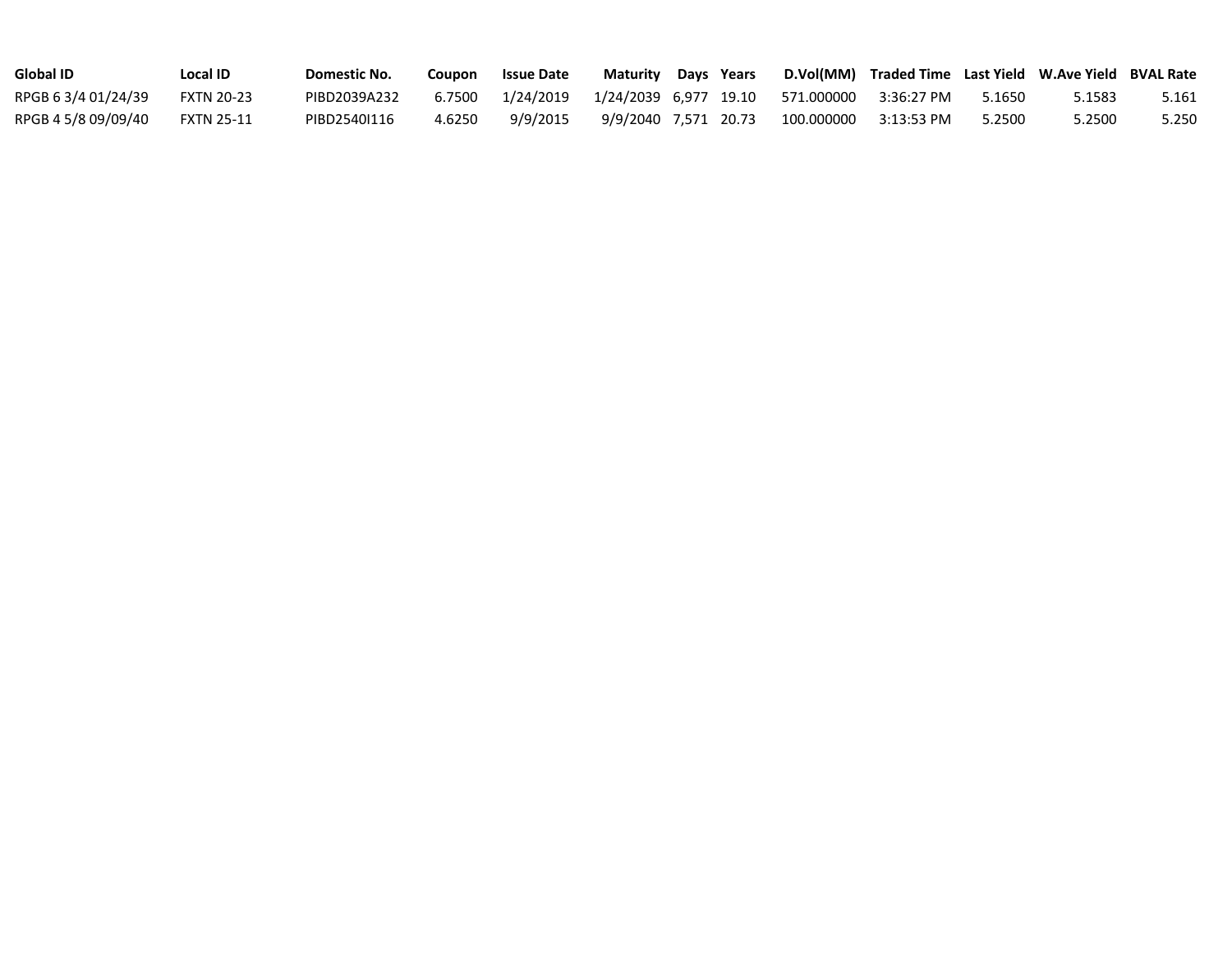| Global ID | Local ID | Domestic No. | Coupon | Issue Date | Maturity | Days | Years | D.Vol(MM) | Traded Time | Last Yield | W.Ave Yield | BVAL Rate |
|---|---|---|---|---|---|---|---|---|---|---|---|---|
| RPGB 6 3/4 01/24/39 | FXTN 20-23 | PIBD2039A232 | 6.7500 | 1/24/2019 | 1/24/2039 | 6,977 | 19.10 | 571.000000 | 3:36:27 PM | 5.1650 | 5.1583 | 5.161 |
| RPGB 4 5/8 09/09/40 | FXTN 25-11 | PIBD2540I116 | 4.6250 | 9/9/2015 | 9/9/2040 | 7,571 | 20.73 | 100.000000 | 3:13:53 PM | 5.2500 | 5.2500 | 5.250 |